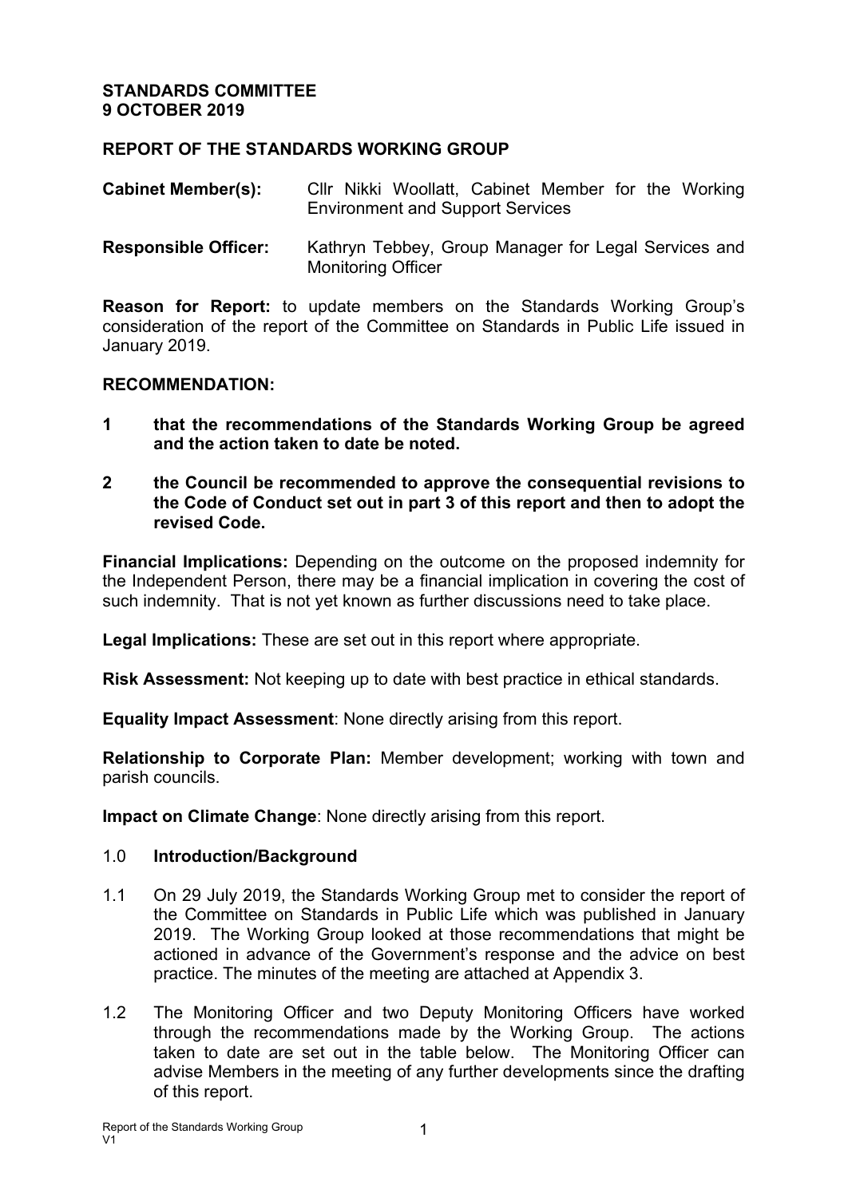**STANDARDS COMMITTEE**
**9 OCTOBER 2019**

**REPORT OF THE STANDARDS WORKING GROUP**

**Cabinet Member(s):** Cllr Nikki Woollatt, Cabinet Member for the Working Environment and Support Services

**Responsible Officer:** Kathryn Tebbey, Group Manager for Legal Services and Monitoring Officer

**Reason for Report:** to update members on the Standards Working Group's consideration of the report of the Committee on Standards in Public Life issued in January 2019.

**RECOMMENDATION:**

**1 that the recommendations of the Standards Working Group be agreed and the action taken to date be noted.**

**2 the Council be recommended to approve the consequential revisions to the Code of Conduct set out in part 3 of this report and then to adopt the revised Code.**

**Financial Implications:** Depending on the outcome on the proposed indemnity for the Independent Person, there may be a financial implication in covering the cost of such indemnity. That is not yet known as further discussions need to take place.

**Legal Implications:** These are set out in this report where appropriate.

**Risk Assessment:** Not keeping up to date with best practice in ethical standards.

**Equality Impact Assessment**: None directly arising from this report.

**Relationship to Corporate Plan:** Member development; working with town and parish councils.

**Impact on Climate Change**: None directly arising from this report.

## 1.0 Introduction/Background

1.1 On 29 July 2019, the Standards Working Group met to consider the report of the Committee on Standards in Public Life which was published in January 2019. The Working Group looked at those recommendations that might be actioned in advance of the Government's response and the advice on best practice. The minutes of the meeting are attached at Appendix 3.

1.2 The Monitoring Officer and two Deputy Monitoring Officers have worked through the recommendations made by the Working Group. The actions taken to date are set out in the table below. The Monitoring Officer can advise Members in the meeting of any further developments since the drafting of this report.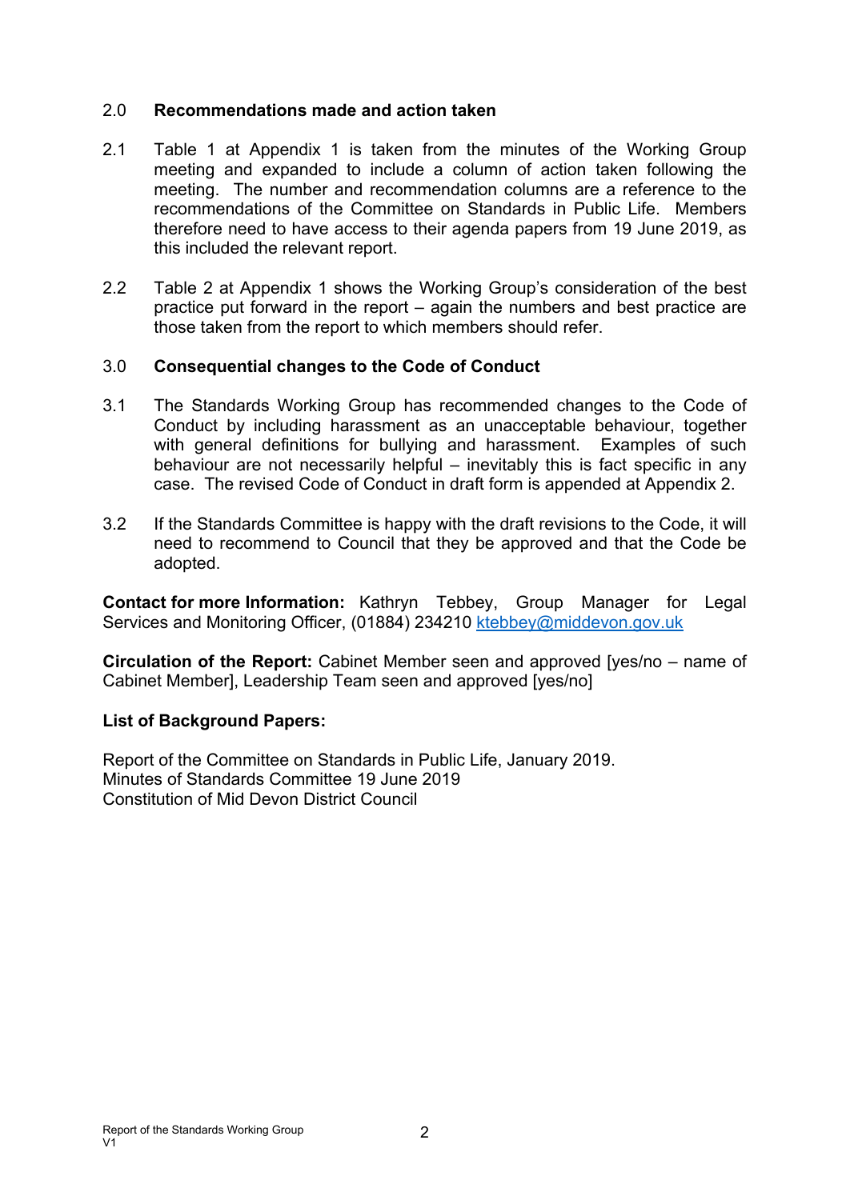## 2.0 Recommendations made and action taken

2.1 Table 1 at Appendix 1 is taken from the minutes of the Working Group meeting and expanded to include a column of action taken following the meeting. The number and recommendation columns are a reference to the recommendations of the Committee on Standards in Public Life. Members therefore need to have access to their agenda papers from 19 June 2019, as this included the relevant report.

2.2 Table 2 at Appendix 1 shows the Working Group's consideration of the best practice put forward in the report – again the numbers and best practice are those taken from the report to which members should refer.

## 3.0 Consequential changes to the Code of Conduct

3.1 The Standards Working Group has recommended changes to the Code of Conduct by including harassment as an unacceptable behaviour, together with general definitions for bullying and harassment. Examples of such behaviour are not necessarily helpful – inevitably this is fact specific in any case. The revised Code of Conduct in draft form is appended at Appendix 2.

3.2 If the Standards Committee is happy with the draft revisions to the Code, it will need to recommend to Council that they be approved and that the Code be adopted.

**Contact for more Information:** Kathryn Tebbey, Group Manager for Legal Services and Monitoring Officer, (01884) 234210 ktebbey@middevon.gov.uk

**Circulation of the Report:** Cabinet Member seen and approved [yes/no – name of Cabinet Member], Leadership Team seen and approved [yes/no]

**List of Background Papers:**

Report of the Committee on Standards in Public Life, January 2019.
Minutes of Standards Committee 19 June 2019
Constitution of Mid Devon District Council